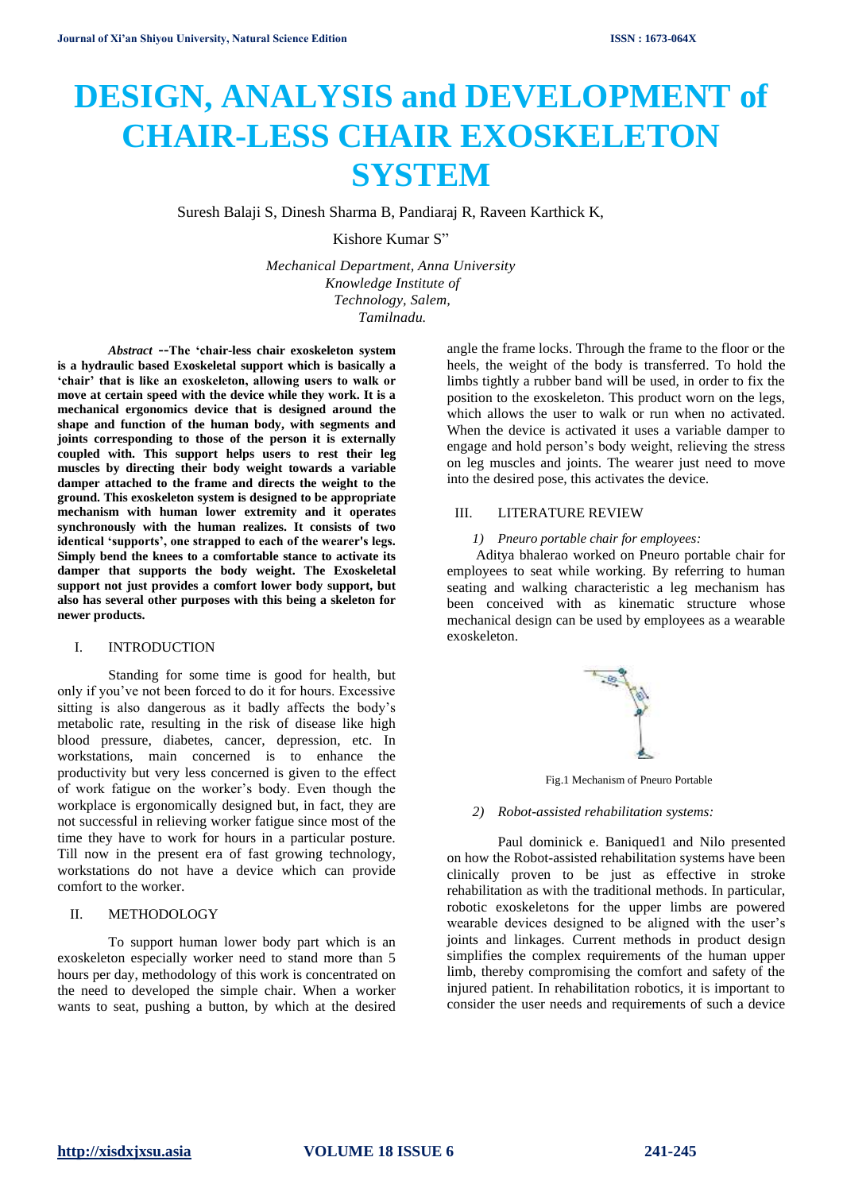# DESIGN, ANALYSIS and DEVELOPMENT of CHAIR-LESS CHAIR EXOSKELETON SYSTEM

Suresh Balaji S, Dinesh Sharma B, Pandiaraj R, Raveen Karthick K,

Kishore Kumar S"

*Mechanical Department, Anna University Knowledge Institute of Technology, Salem, Tamilnadu.*

***Abstract* --The 'chair-less chair exoskeleton system is a hydraulic based Exoskeletal support which is basically a 'chair' that is like an exoskeleton, allowing users to walk or move at certain speed with the device while they work. It is a mechanical ergonomics device that is designed around the shape and function of the human body, with segments and joints corresponding to those of the person it is externally coupled with. This support helps users to rest their leg muscles by directing their body weight towards a variable damper attached to the frame and directs the weight to the ground. This exoskeleton system is designed to be appropriate mechanism with human lower extremity and it operates synchronously with the human realizes. It consists of two identical 'supports', one strapped to each of the wearer's legs. Simply bend the knees to a comfortable stance to activate its damper that supports the body weight. The Exoskeletal support not just provides a comfort lower body support, but also has several other purposes with this being a skeleton for newer products.**

## I. INTRODUCTION

Standing for some time is good for health, but only if you've not been forced to do it for hours. Excessive sitting is also dangerous as it badly affects the body's metabolic rate, resulting in the risk of disease like high blood pressure, diabetes, cancer, depression, etc. In workstations, main concerned is to enhance the productivity but very less concerned is given to the effect of work fatigue on the worker's body. Even though the workplace is ergonomically designed but, in fact, they are not successful in relieving worker fatigue since most of the time they have to work for hours in a particular posture. Till now in the present era of fast growing technology, workstations do not have a device which can provide comfort to the worker.

## II. METHODOLOGY

To support human lower body part which is an exoskeleton especially worker need to stand more than 5 hours per day, methodology of this work is concentrated on the need to developed the simple chair. When a worker wants to seat, pushing a button, by which at the desired angle the frame locks. Through the frame to the floor or the heels, the weight of the body is transferred. To hold the limbs tightly a rubber band will be used, in order to fix the position to the exoskeleton. This product worn on the legs, which allows the user to walk or run when no activated. When the device is activated it uses a variable damper to engage and hold person's body weight, relieving the stress on leg muscles and joints. The wearer just need to move into the desired pose, this activates the device.

## III. LITERATURE REVIEW

### *1) Pneuro portable chair for employees:*

Aditya bhalerao worked on Pneuro portable chair for employees to seat while working. By referring to human seating and walking characteristic a leg mechanism has been conceived with as kinematic structure whose mechanical design can be used by employees as a wearable exoskeleton.

Fig.1 Mechanism of Pneuro Portable

### *2) Robot-assisted rehabilitation systems:*

Paul dominick e. Baniqued1 and Nilo presented on how the Robot-assisted rehabilitation systems have been clinically proven to be just as effective in stroke rehabilitation as with the traditional methods. In particular, robotic exoskeletons for the upper limbs are powered wearable devices designed to be aligned with the user's joints and linkages. Current methods in product design simplifies the complex requirements of the human upper limb, thereby compromising the comfort and safety of the injured patient. In rehabilitation robotics, it is important to consider the user needs and requirements of such a device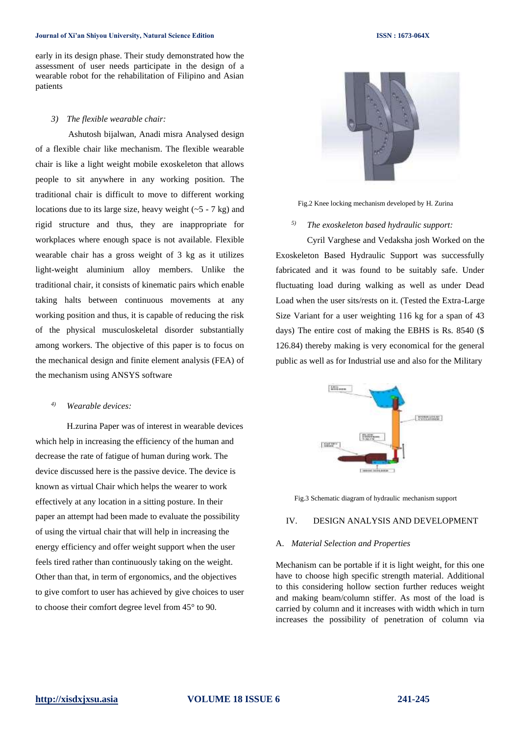early in its design phase. Their study demonstrated how the assessment of user needs participate in the design of a wearable robot for the rehabilitation of Filipino and Asian patients

*3) The flexible wearable chair:*

Ashutosh bijalwan, Anadi misra Analysed design of a flexible chair like mechanism. The flexible wearable chair is like a light weight mobile exoskeleton that allows people to sit anywhere in any working position. The traditional chair is difficult to move to different working locations due to its large size, heavy weight (~5 - 7 kg) and rigid structure and thus, they are inappropriate for workplaces where enough space is not available. Flexible wearable chair has a gross weight of 3 kg as it utilizes light-weight aluminium alloy members. Unlike the traditional chair, it consists of kinematic pairs which enable taking halts between continuous movements at any working position and thus, it is capable of reducing the risk of the physical musculoskeletal disorder substantially among workers. The objective of this paper is to focus on the mechanical design and finite element analysis (FEA) of the mechanism using ANSYS software

*4) Wearable devices:*

H.zurina Paper was of interest in wearable devices which help in increasing the efficiency of the human and decrease the rate of fatigue of human during work. The device discussed here is the passive device. The device is known as virtual Chair which helps the wearer to work effectively at any location in a sitting posture. In their paper an attempt had been made to evaluate the possibility of using the virtual chair that will help in increasing the energy efficiency and offer weight support when the user feels tired rather than continuously taking on the weight. Other than that, in term of ergonomics, and the objectives to give comfort to user has achieved by give choices to user to choose their comfort degree level from 45° to 90.

Fig.2 Knee locking mechanism developed by H. Zurina

*5) The exoskeleton based hydraulic support:*

Cyril Varghese and Vedaksha josh Worked on the Exoskeleton Based Hydraulic Support was successfully fabricated and it was found to be suitably safe. Under fluctuating load during walking as well as under Dead Load when the user sits/rests on it. (Tested the Extra-Large Size Variant for a user weighting 116 kg for a span of 43 days) The entire cost of making the EBHS is Rs. 8540 ($ 126.84) thereby making is very economical for the general public as well as for Industrial use and also for the Military

Fig.3 Schematic diagram of hydraulic mechanism support

## IV. DESIGN ANALYSIS AND DEVELOPMENT

### A. *Material Selection and Properties*

Mechanism can be portable if it is light weight, for this one have to choose high specific strength material. Additional to this considering hollow section further reduces weight and making beam/column stiffer. As most of the load is carried by column and it increases with width which in turn increases the possibility of penetration of column via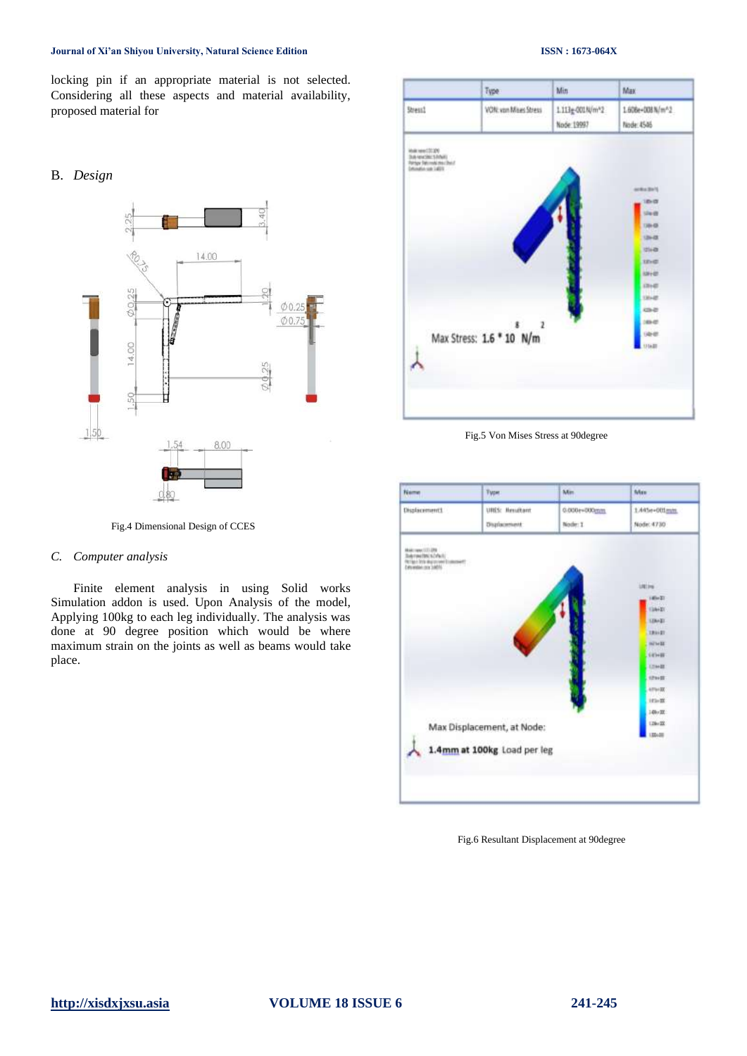locking pin if an appropriate material is not selected. Considering all these aspects and material availability, proposed material for

## B. *Design*

Fig.4 Dimensional Design of CCES

### C. *Computer analysis*

Finite element analysis in using Solid works Simulation addon is used. Upon Analysis of the model, Applying 100kg to each leg individually. The analysis was done at 90 degree position which would be where maximum strain on the joints as well as beams would take place.

| Name | Type | Min | Max |
|---|---|---|---|
| Stress1 | VON: von Mises Stress | 1.113e-001N/m^2 Node: 19997 | 1.606e+008 N/m^2 Node: 4546 |

Max Stress: $1.6 * 10^8$ N/m$^2$

Fig.5 Von Mises Stress at 90degree

| Name | Type | Min | Max |
|---|---|---|---|
| Displacement1 | URES: Resultant Displacement | 0.000e+000mm Node: 1 | 1.445e+001mm Node: 4730 |

Max Displacement, at Node:

1.4mm at 100kg Load per leg

Fig.6 Resultant Displacement at 90degree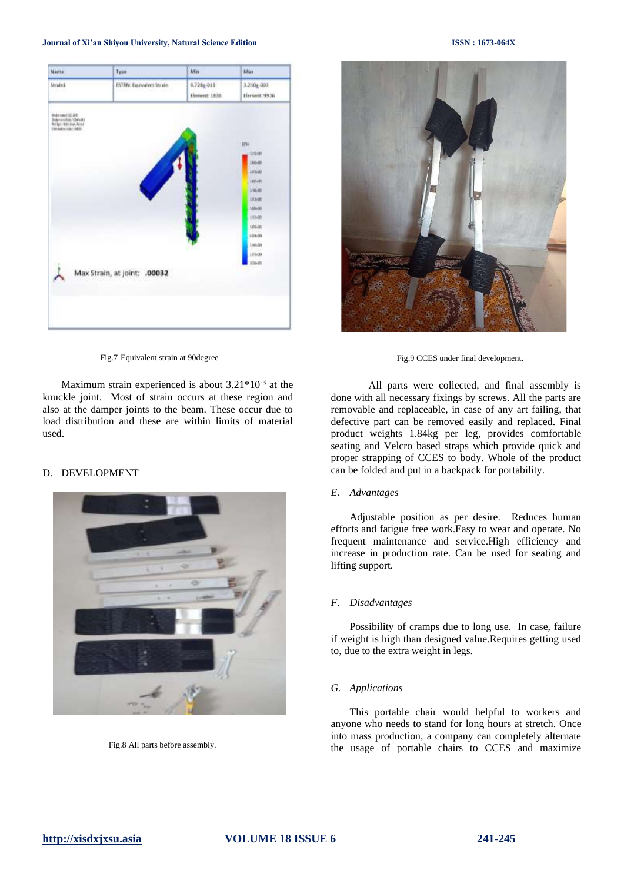Fig.7 Equivalent strain at 90degree

Maximum strain experienced is about $3.21*10^{-3}$ at the knuckle joint. Most of strain occurs at these region and also at the damper joints to the beam. These occur due to load distribution and these are within limits of material used.

## D. DEVELOPMENT

Fig.8 All parts before assembly.

Fig.9 CCES under final development.

All parts were collected, and final assembly is done with all necessary fixings by screws. All the parts are removable and replaceable, in case of any art failing, that defective part can be removed easily and replaced. Final product weights 1.84kg per leg, provides comfortable seating and Velcro based straps which provide quick and proper strapping of CCES to body. Whole of the product can be folded and put in a backpack for portability.

### *E. Advantages*

Adjustable position as per desire. Reduces human efforts and fatigue free work.Easy to wear and operate. No frequent maintenance and service.High efficiency and increase in production rate. Can be used for seating and lifting support.

### *F. Disadvantages*

Possibility of cramps due to long use. In case, failure if weight is high than designed value.Requires getting used to, due to the extra weight in legs.

### *G. Applications*

This portable chair would helpful to workers and anyone who needs to stand for long hours at stretch. Once into mass production, a company can completely alternate the usage of portable chairs to CCES and maximize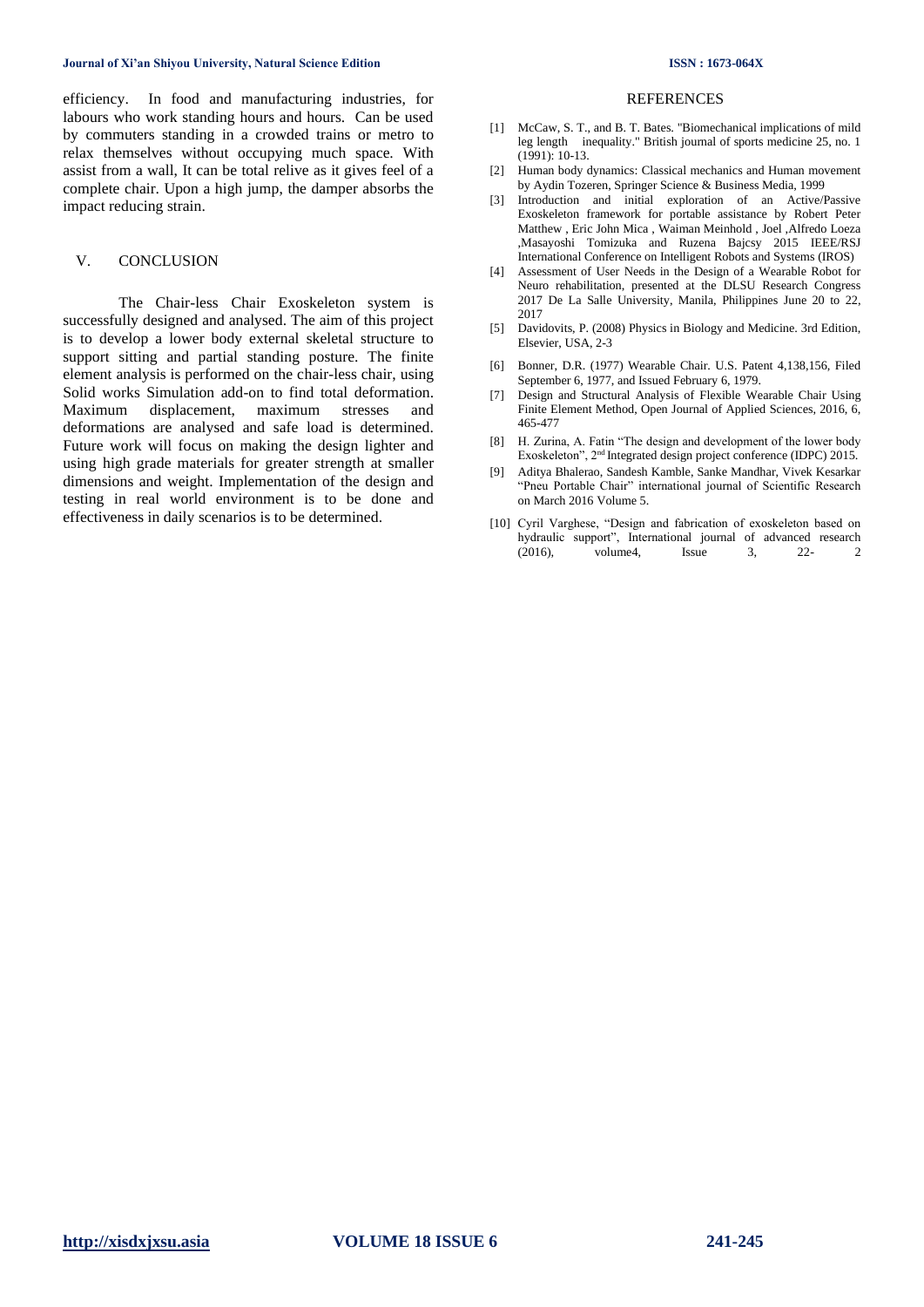efficiency. In food and manufacturing industries, for labours who work standing hours and hours. Can be used by commuters standing in a crowded trains or metro to relax themselves without occupying much space. With assist from a wall, It can be total relive as it gives feel of a complete chair. Upon a high jump, the damper absorbs the impact reducing strain.

## V. CONCLUSION

The Chair-less Chair Exoskeleton system is successfully designed and analysed. The aim of this project is to develop a lower body external skeletal structure to support sitting and partial standing posture. The finite element analysis is performed on the chair-less chair, using Solid works Simulation add-on to find total deformation. Maximum displacement, maximum stresses and deformations are analysed and safe load is determined. Future work will focus on making the design lighter and using high grade materials for greater strength at smaller dimensions and weight. Implementation of the design and testing in real world environment is to be done and effectiveness in daily scenarios is to be determined.

## REFERENCES

[1] McCaw, S. T., and B. T. Bates. "Biomechanical implications of mild leg length inequality." British journal of sports medicine 25, no. 1 (1991): 10-13.

[2] Human body dynamics: Classical mechanics and Human movement by Aydin Tozeren, Springer Science & Business Media, 1999

[3] Introduction and initial exploration of an Active/Passive Exoskeleton framework for portable assistance by Robert Peter Matthew , Eric John Mica , Waiman Meinhold , Joel ,Alfredo Loeza ,Masayoshi Tomizuka and Ruzena Bajcsy 2015 IEEE/RSJ International Conference on Intelligent Robots and Systems (IROS)

[4] Assessment of User Needs in the Design of a Wearable Robot for Neuro rehabilitation, presented at the DLSU Research Congress 2017 De La Salle University, Manila, Philippines June 20 to 22, 2017

[5] Davidovits, P. (2008) Physics in Biology and Medicine. 3rd Edition, Elsevier, USA, 2-3

[6] Bonner, D.R. (1977) Wearable Chair. U.S. Patent 4,138,156, Filed September 6, 1977, and Issued February 6, 1979.

[7] Design and Structural Analysis of Flexible Wearable Chair Using Finite Element Method, Open Journal of Applied Sciences, 2016, 6, 465-477

[8] H. Zurina, A. Fatin "The design and development of the lower body Exoskeleton", 2nd Integrated design project conference (IDPC) 2015.

[9] Aditya Bhalerao, Sandesh Kamble, Sanke Mandhar, Vivek Kesarkar "Pneu Portable Chair" international journal of Scientific Research on March 2016 Volume 5.

[10] Cyril Varghese, "Design and fabrication of exoskeleton based on hydraulic support", International journal of advanced research (2016), volume4, Issue 3, 22- 2